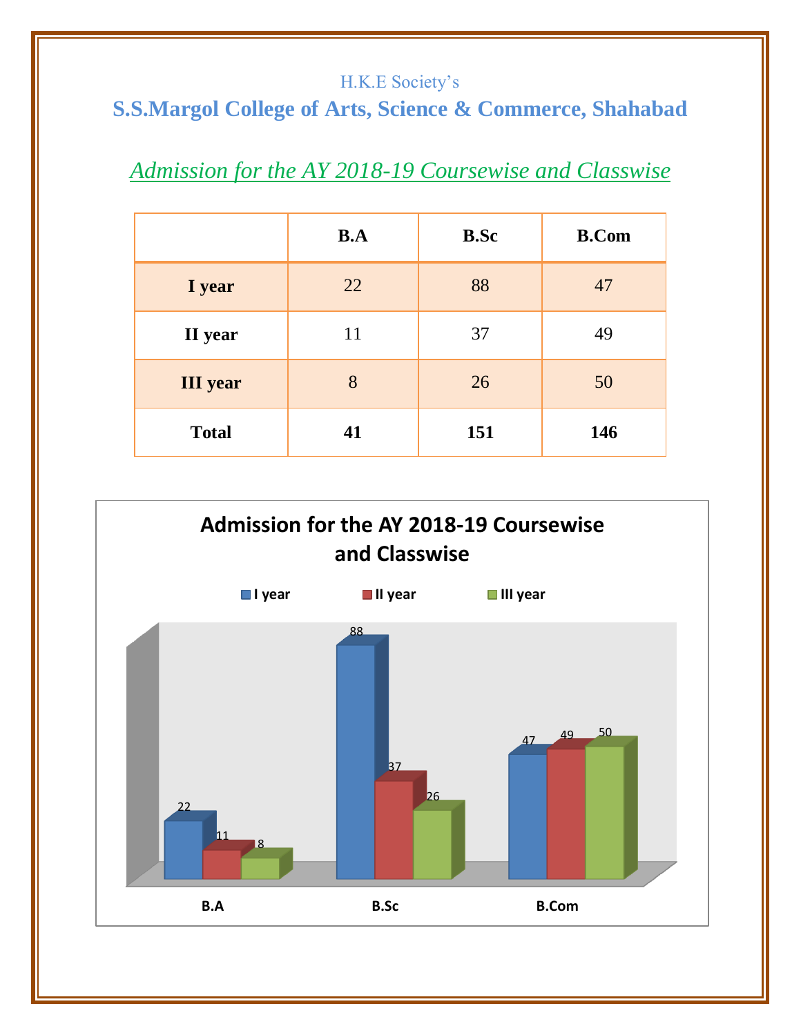H.K.E Society's

# S.S.Margol College of Arts, Science & Commerce, Shahabad

## *Admission for the AY 2018-19 Coursewise and Classwise*

| | B.A | B.Sc | B.Com |
|---|---|---|---|
| **I year** | 22 | 88 | 47 |
| **II year** | 11 | 37 | 49 |
| **III year** | 8 | 26 | 50 |
| **Total** | **41** | **151** | **146** |

**Admission for the AY 2018-19 Coursewise and Classwise**

| | I year | II year | III year |
|---|---|---|---|
| B.A | 22 | 11 | 8 |
| B.Sc | 88 | 37 | 26 |
| B.Com | 47 | 49 | 50 |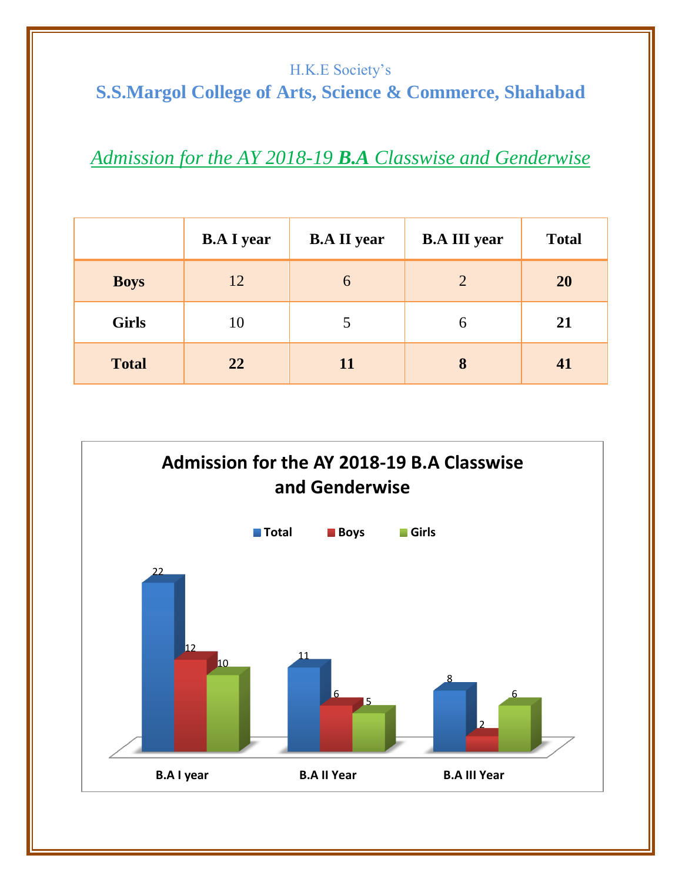H.K.E Society's

# S.S.Margol College of Arts, Science & Commerce, Shahabad

## *Admission for the AY 2018-19 **B.A** Classwise and Genderwise*

| | B.A I year | B.A II year | B.A III year | Total |
|---|---|---|---|---|
| **Boys** | 12 | 6 | 2 | **20** |
| **Girls** | 10 | 5 | 6 | **21** |
| **Total** | **22** | **11** | **8** | **41** |

**Admission for the AY 2018-19 B.A Classwise and Genderwise**

| | Total | Boys | Girls |
|---|---|---|---|
| B.A I year | 22 | 12 | 10 |
| B.A II Year | 11 | 6 | 5 |
| B.A III Year | 8 | 2 | 6 |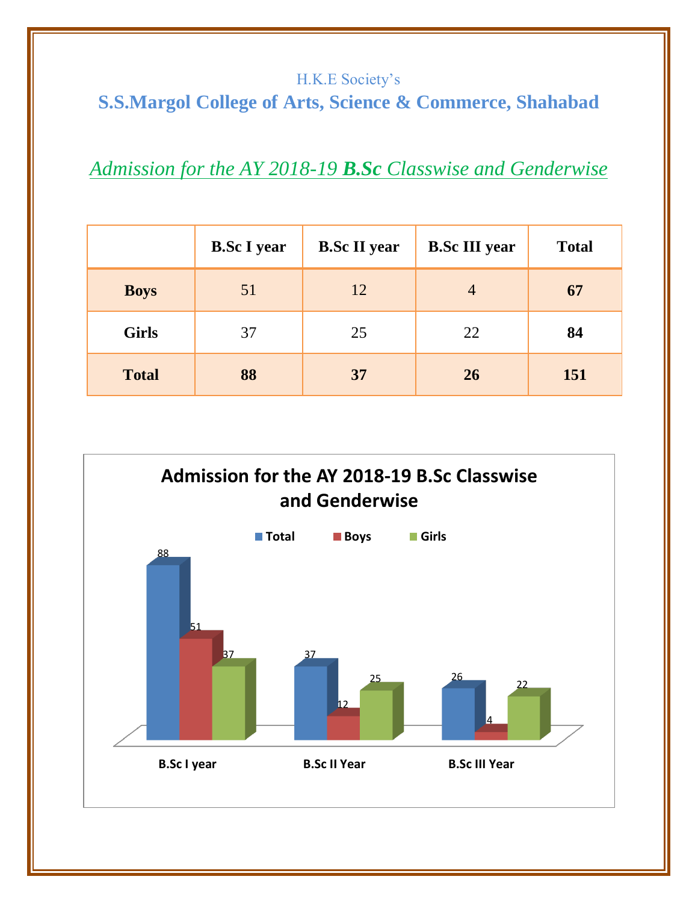H.K.E Society's

# S.S.Margol College of Arts, Science & Commerce, Shahabad

## *Admission for the AY 2018-19 **B.Sc** Classwise and Genderwise*

| | B.Sc I year | B.Sc II year | B.Sc III year | Total |
|---|---|---|---|---|
| **Boys** | 51 | 12 | 4 | **67** |
| **Girls** | 37 | 25 | 22 | **84** |
| **Total** | **88** | **37** | **26** | **151** |

**Admission for the AY 2018-19 B.Sc Classwise and Genderwise**

| | Total | Boys | Girls |
|---|---|---|---|
| B.Sc I year | 88 | 51 | 37 |
| B.Sc II Year | 37 | 12 | 25 |
| B.Sc III Year | 26 | 4 | 22 |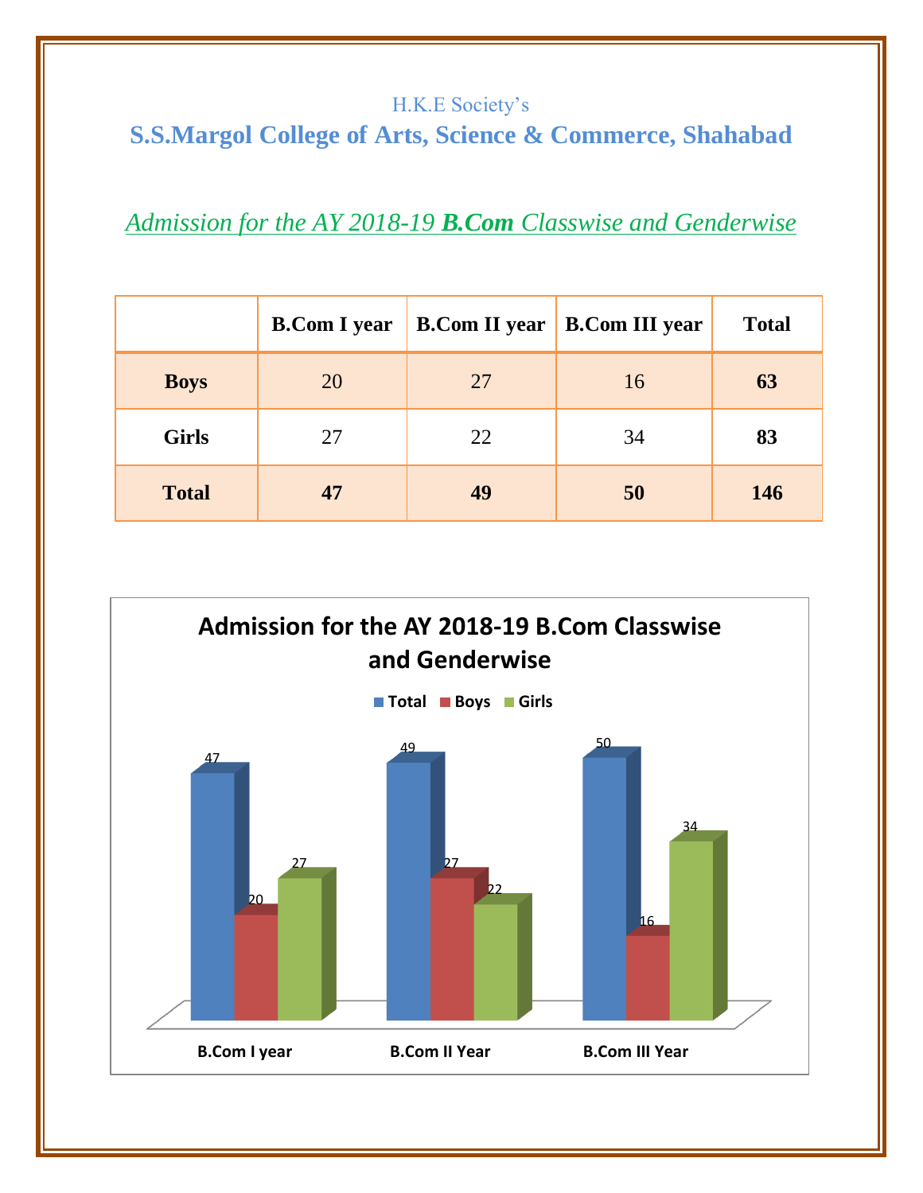H.K.E Society's

# S.S.Margol College of Arts, Science & Commerce, Shahabad

## *Admission for the AY 2018-19 **B.Com** Classwise and Genderwise*

| | B.Com I year | B.Com II year | B.Com III year | Total |
|---|---|---|---|---|
| **Boys** | 20 | 27 | 16 | **63** |
| **Girls** | 27 | 22 | 34 | **83** |
| **Total** | **47** | **49** | **50** | **146** |

Admission for the AY 2018-19 B.Com Classwise and Genderwise

Total Boys Girls

47 20 27

49 27 22

50 16 34

B.Com I year B.Com II Year B.Com III Year